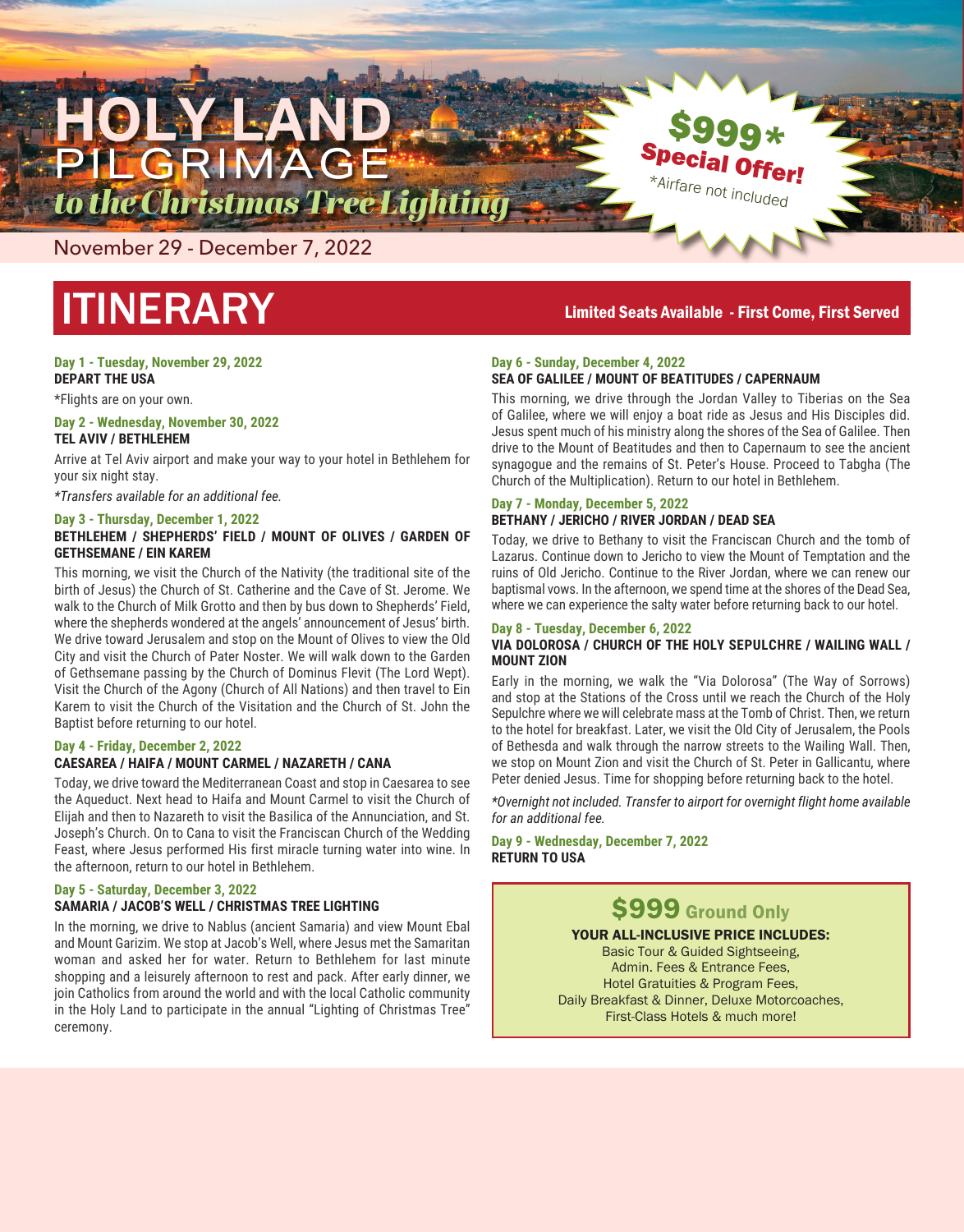# HOLY LAND PILGRIMAGE

## *to the Christmas Tree Lighting*

November 29 - December 7, 2022

**$999*** **Special Offer!**
*Airfare not included

# ITINERARY

**Limited Seats Available - First Come, First Served**

### Day 1 - Tuesday, November 29, 2022
**DEPART THE USA**

*Flights are on your own.

### Day 2 - Wednesday, November 30, 2022
**TEL AVIV / BETHLEHEM**

Arrive at Tel Aviv airport and make your way to your hotel in Bethlehem for your six night stay.

*\*Transfers available for an additional fee.*

### Day 3 - Thursday, December 1, 2022
**BETHLEHEM / SHEPHERDS' FIELD / MOUNT OF OLIVES / GARDEN OF GETHSEMANE / EIN KAREM**

This morning, we visit the Church of the Nativity (the traditional site of the birth of Jesus) the Church of St. Catherine and the Cave of St. Jerome. We walk to the Church of Milk Grotto and then by bus down to Shepherds' Field, where the shepherds wondered at the angels' announcement of Jesus' birth. We drive toward Jerusalem and stop on the Mount of Olives to view the Old City and visit the Church of Pater Noster. We will walk down to the Garden of Gethsemane passing by the Church of Dominus Flevit (The Lord Wept). Visit the Church of the Agony (Church of All Nations) and then travel to Ein Karem to visit the Church of the Visitation and the Church of St. John the Baptist before returning to our hotel.

### Day 4 - Friday, December 2, 2022
**CAESAREA / HAIFA / MOUNT CARMEL / NAZARETH / CANA**

Today, we drive toward the Mediterranean Coast and stop in Caesarea to see the Aqueduct. Next head to Haifa and Mount Carmel to visit the Church of Elijah and then to Nazareth to visit the Basilica of the Annunciation, and St. Joseph's Church. On to Cana to visit the Franciscan Church of the Wedding Feast, where Jesus performed His first miracle turning water into wine. In the afternoon, return to our hotel in Bethlehem.

### Day 5 - Saturday, December 3, 2022
**SAMARIA / JACOB'S WELL / CHRISTMAS TREE LIGHTING**

In the morning, we drive to Nablus (ancient Samaria) and view Mount Ebal and Mount Garizim. We stop at Jacob's Well, where Jesus met the Samaritan woman and asked her for water. Return to Bethlehem for last minute shopping and a leisurely afternoon to rest and pack. After early dinner, we join Catholics from around the world and with the local Catholic community in the Holy Land to participate in the annual "Lighting of Christmas Tree" ceremony.

### Day 6 - Sunday, December 4, 2022
**SEA OF GALILEE / MOUNT OF BEATITUDES / CAPERNAUM**

This morning, we drive through the Jordan Valley to Tiberias on the Sea of Galilee, where we will enjoy a boat ride as Jesus and His Disciples did. Jesus spent much of his ministry along the shores of the Sea of Galilee. Then drive to the Mount of Beatitudes and then to Capernaum to see the ancient synagogue and the remains of St. Peter's House. Proceed to Tabgha (The Church of the Multiplication). Return to our hotel in Bethlehem.

### Day 7 - Monday, December 5, 2022
**BETHANY / JERICHO / RIVER JORDAN / DEAD SEA**

Today, we drive to Bethany to visit the Franciscan Church and the tomb of Lazarus. Continue down to Jericho to view the Mount of Temptation and the ruins of Old Jericho. Continue to the River Jordan, where we can renew our baptismal vows. In the afternoon, we spend time at the shores of the Dead Sea, where we can experience the salty water before returning back to our hotel.

### Day 8 - Tuesday, December 6, 2022
**VIA DOLOROSA / CHURCH OF THE HOLY SEPULCHRE / WAILING WALL / MOUNT ZION**

Early in the morning, we walk the "Via Dolorosa" (The Way of Sorrows) and stop at the Stations of the Cross until we reach the Church of the Holy Sepulchre where we will celebrate mass at the Tomb of Christ. Then, we return to the hotel for breakfast. Later, we visit the Old City of Jerusalem, the Pools of Bethesda and walk through the narrow streets to the Wailing Wall. Then, we stop on Mount Zion and visit the Church of St. Peter in Gallicantu, where Peter denied Jesus. Time for shopping before returning back to the hotel.

*\*Overnight not included. Transfer to airport for overnight flight home available for an additional fee.*

### Day 9 - Wednesday, December 7, 2022
**RETURN TO USA**

---

## $999 Ground Only

**YOUR ALL-INCLUSIVE PRICE INCLUDES:**

Basic Tour & Guided Sightseeing,
Admin. Fees & Entrance Fees,
Hotel Gratuities & Program Fees,
Daily Breakfast & Dinner, Deluxe Motorcoaches,
First-Class Hotels & much more!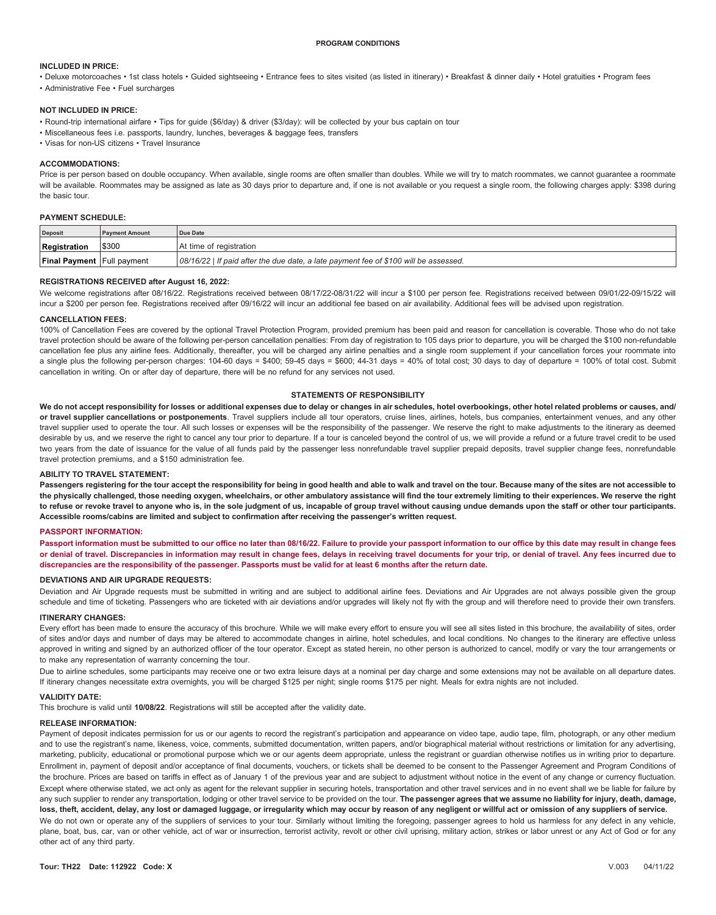## PROGRAM CONDITIONS

### INCLUDED IN PRICE:

• Deluxe motorcoaches • 1st class hotels • Guided sightseeing • Entrance fees to sites visited (as listed in itinerary) • Breakfast & dinner daily • Hotel gratuities • Program fees
• Administrative Fee • Fuel surcharges

### NOT INCLUDED IN PRICE:

• Round-trip international airfare • Tips for guide ($6/day) & driver ($3/day): will be collected by your bus captain on tour
• Miscellaneous fees i.e. passports, laundry, lunches, beverages & baggage fees, transfers
• Visas for non-US citizens • Travel Insurance

### ACCOMMODATIONS:

Price is per person based on double occupancy. When available, single rooms are often smaller than doubles. While we will try to match roommates, we cannot guarantee a roommate will be available. Roommates may be assigned as late as 30 days prior to departure and, if one is not available or you request a single room, the following charges apply: $398 during the basic tour.

### PAYMENT SCHEDULE:

| Deposit | Payment Amount | Due Date |
|---|---|---|
| **Registration** | $300 | At time of registration |
| **Final Payment** | Full payment | *08/16/22 \| If paid after the due date, a late payment fee of $100 will be assessed.* |

### REGISTRATIONS RECEIVED after August 16, 2022:

We welcome registrations after 08/16/22. Registrations received between 08/17/22-08/31/22 will incur a $100 per person fee. Registrations received between 09/01/22-09/15/22 will incur a $200 per person fee. Registrations received after 09/16/22 will incur an additional fee based on air availability. Additional fees will be advised upon registration.

### CANCELLATION FEES:

100% of Cancellation Fees are covered by the optional Travel Protection Program, provided premium has been paid and reason for cancellation is coverable. Those who do not take travel protection should be aware of the following per-person cancellation penalties: From day of registration to 105 days prior to departure, you will be charged the $100 non-refundable cancellation fee plus any airline fees. Additionally, thereafter, you will be charged any airline penalties and a single room supplement if your cancellation forces your roommate into a single plus the following per-person charges: 104-60 days = $400; 59-45 days = $600; 44-31 days = 40% of total cost; 30 days to day of departure = 100% of total cost. Submit cancellation in writing. On or after day of departure, there will be no refund for any services not used.

## STATEMENTS OF RESPONSIBILITY

**We do not accept responsibility for losses or additional expenses due to delay or changes in air schedules, hotel overbookings, other hotel related problems or causes, and/or travel supplier cancellations or postponements**. Travel suppliers include all tour operators, cruise lines, airlines, hotels, bus companies, entertainment venues, and any other travel supplier used to operate the tour. All such losses or expenses will be the responsibility of the passenger. We reserve the right to make adjustments to the itinerary as deemed desirable by us, and we reserve the right to cancel any tour prior to departure. If a tour is canceled beyond the control of us, we will provide a refund or a future travel credit to be used two years from the date of issuance for the value of all funds paid by the passenger less nonrefundable travel supplier prepaid deposits, travel supplier change fees, nonrefundable travel protection premiums, and a $150 administration fee.

### ABILITY TO TRAVEL STATEMENT:

**Passengers registering for the tour accept the responsibility for being in good health and able to walk and travel on the tour. Because many of the sites are not accessible to the physically challenged, those needing oxygen, wheelchairs, or other ambulatory assistance will find the tour extremely limiting to their experiences. We reserve the right to refuse or revoke travel to anyone who is, in the sole judgment of us, incapable of group travel without causing undue demands upon the staff or other tour participants. Accessible rooms/cabins are limited and subject to confirmation after receiving the passenger's written request.**

### PASSPORT INFORMATION:

**Passport information must be submitted to our office no later than 08/16/22. Failure to provide your passport information to our office by this date may result in change fees or denial of travel. Discrepancies in information may result in change fees, delays in receiving travel documents for your trip, or denial of travel. Any fees incurred due to discrepancies are the responsibility of the passenger. Passports must be valid for at least 6 months after the return date.**

### DEVIATIONS AND AIR UPGRADE REQUESTS:

Deviation and Air Upgrade requests must be submitted in writing and are subject to additional airline fees. Deviations and Air Upgrades are not always possible given the group schedule and time of ticketing. Passengers who are ticketed with air deviations and/or upgrades will likely not fly with the group and will therefore need to provide their own transfers.

### ITINERARY CHANGES:

Every effort has been made to ensure the accuracy of this brochure. While we will make every effort to ensure you will see all sites listed in this brochure, the availability of sites, order of sites and/or days and number of days may be altered to accommodate changes in airline, hotel schedules, and local conditions. No changes to the itinerary are effective unless approved in writing and signed by an authorized officer of the tour operator. Except as stated herein, no other person is authorized to cancel, modify or vary the tour arrangements or to make any representation of warranty concerning the tour.

Due to airline schedules, some participants may receive one or two extra leisure days at a nominal per day charge and some extensions may not be available on all departure dates. If itinerary changes necessitate extra overnights, you will be charged $125 per night; single rooms $175 per night. Meals for extra nights are not included.

### VALIDITY DATE:

This brochure is valid until **10/08/22**. Registrations will still be accepted after the validity date.

### RELEASE INFORMATION:

Payment of deposit indicates permission for us or our agents to record the registrant's participation and appearance on video tape, audio tape, film, photograph, or any other medium and to use the registrant's name, likeness, voice, comments, submitted documentation, written papers, and/or biographical material without restrictions or limitation for any advertising, marketing, publicity, educational or promotional purpose which we or our agents deem appropriate, unless the registrant or guardian otherwise notifies us in writing prior to departure. Enrollment in, payment of deposit and/or acceptance of final documents, vouchers, or tickets shall be deemed to be consent to the Passenger Agreement and Program Conditions of the brochure. Prices are based on tariffs in effect as of January 1 of the previous year and are subject to adjustment without notice in the event of any change or currency fluctuation. Except where otherwise stated, we act only as agent for the relevant supplier in securing hotels, transportation and other travel services and in no event shall we be liable for failure by any such supplier to render any transportation, lodging or other travel service to be provided on the tour. **The passenger agrees that we assume no liability for injury, death, damage, loss, theft, accident, delay, any lost or damaged luggage, or irregularity which may occur by reason of any negligent or willful act or omission of any suppliers of service.**

We do not own or operate any of the suppliers of services to your tour. Similarly without limiting the foregoing, passenger agrees to hold us harmless for any defect in any vehicle, plane, boat, bus, car, van or other vehicle, act of war or insurrection, terrorist activity, revolt or other civil uprising, military action, strikes or labor unrest or any Act of God or for any other act of any third party.

**Tour: TH22 Date: 112922 Code: X** V.003 04/11/22